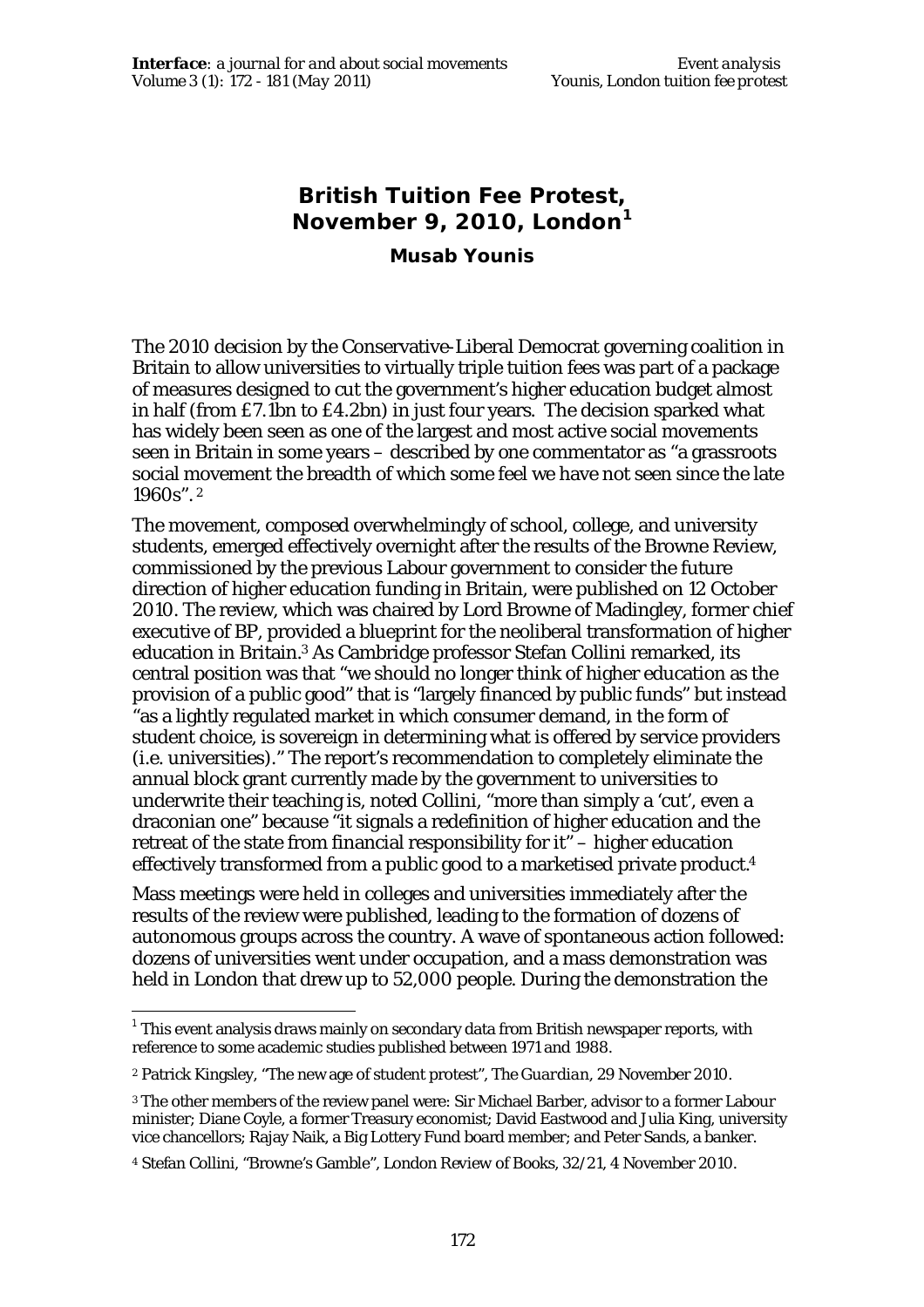# British Tuition Fee Protest, November 9, 2010, London[1]

**Musab Younis**

The 2010 decision by the Conservative-Liberal Democrat governing coalition in Britain to allow universities to virtually triple tuition fees was part of a package of measures designed to cut the government's higher education budget almost in half (from £7.1bn to £4.2bn) in just four years. The decision sparked what has widely been seen as one of the largest and most active social movements seen in Britain in some years – described by one commentator as "a grassroots social movement the breadth of which some feel we have not seen since the late 1960s".[2]

The movement, composed overwhelmingly of school, college, and university students, emerged effectively overnight after the results of the Browne Review, commissioned by the previous Labour government to consider the future direction of higher education funding in Britain, were published on 12 October 2010. The review, which was chaired by Lord Browne of Madingley, former chief executive of BP, provided a blueprint for the neoliberal transformation of higher education in Britain.[3] As Cambridge professor Stefan Collini remarked, its central position was that "we should no longer think of higher education as the provision of a public good" that is "largely financed by public funds" but instead "as a lightly regulated market in which consumer demand, in the form of student choice, is sovereign in determining what is offered by service providers (i.e. universities)." The report's recommendation to completely eliminate the annual block grant currently made by the government to universities to underwrite their teaching is, noted Collini, "more than simply a 'cut', even a draconian one" because "it signals a redefinition of higher education and the retreat of the state from financial responsibility for it" – higher education effectively transformed from a public good to a marketised private product.[4]

Mass meetings were held in colleges and universities immediately after the results of the review were published, leading to the formation of dozens of autonomous groups across the country. A wave of spontaneous action followed: dozens of universities went under occupation, and a mass demonstration was held in London that drew up to 52,000 people. During the demonstration the

---

[1] This event analysis draws mainly on secondary data from British newspaper reports, with reference to some academic studies published between 1971 and 1988.

[2] Patrick Kingsley, "The new age of student protest", *The Guardian*, 29 November 2010.

[3] The other members of the review panel were: Sir Michael Barber, advisor to a former Labour minister; Diane Coyle, a former Treasury economist; David Eastwood and Julia King, university vice chancellors; Rajay Naik, a Big Lottery Fund board member; and Peter Sands, a banker.

[4] Stefan Collini, "Browne's Gamble", London Review of Books, 32/21, 4 November 2010.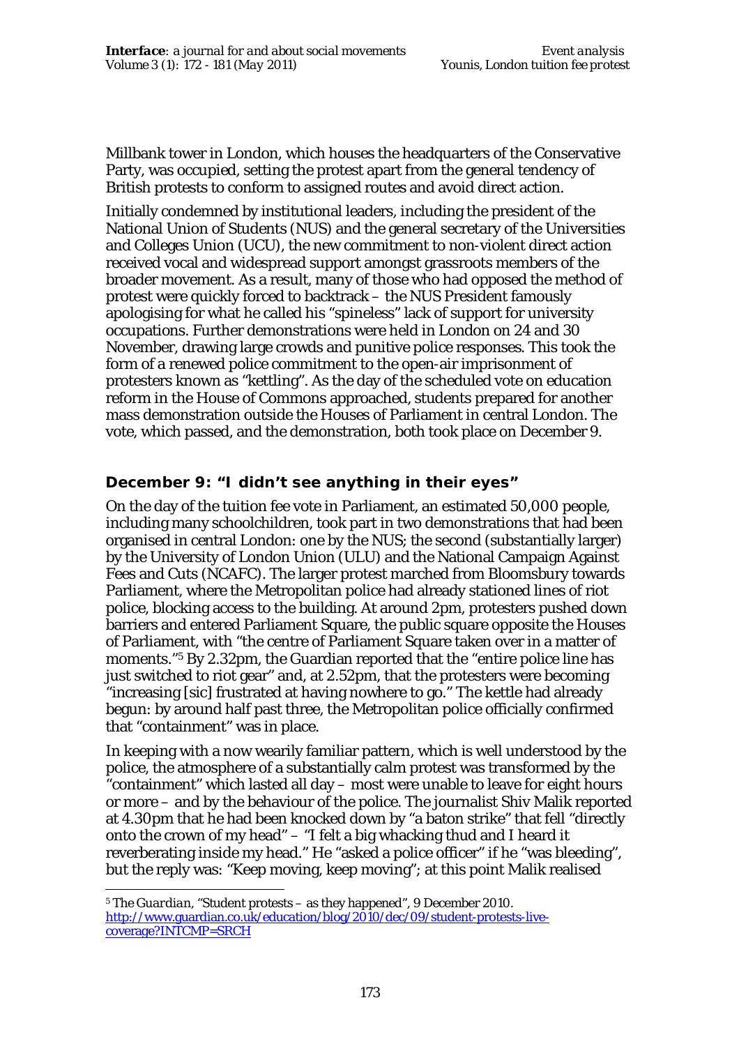Millbank tower in London, which houses the headquarters of the Conservative Party, was occupied, setting the protest apart from the general tendency of British protests to conform to assigned routes and avoid direct action.

Initially condemned by institutional leaders, including the president of the National Union of Students (NUS) and the general secretary of the Universities and Colleges Union (UCU), the new commitment to non-violent direct action received vocal and widespread support amongst grassroots members of the broader movement. As a result, many of those who had opposed the method of protest were quickly forced to backtrack – the NUS President famously apologising for what he called his "spineless" lack of support for university occupations. Further demonstrations were held in London on 24 and 30 November, drawing large crowds and punitive police responses. This took the form of a renewed police commitment to the open-air imprisonment of protesters known as "kettling". As the day of the scheduled vote on education reform in the House of Commons approached, students prepared for another mass demonstration outside the Houses of Parliament in central London. The vote, which passed, and the demonstration, both took place on December 9.

## December 9: "I didn't see anything in their eyes"

On the day of the tuition fee vote in Parliament, an estimated 50,000 people, including many schoolchildren, took part in two demonstrations that had been organised in central London: one by the NUS; the second (substantially larger) by the University of London Union (ULU) and the National Campaign Against Fees and Cuts (NCAFC). The larger protest marched from Bloomsbury towards Parliament, where the Metropolitan police had already stationed lines of riot police, blocking access to the building. At around 2pm, protesters pushed down barriers and entered Parliament Square, the public square opposite the Houses of Parliament, with "the centre of Parliament Square taken over in a matter of moments."[5] By 2.32pm, the Guardian reported that the "entire police line has just switched to riot gear" and, at 2.52pm, that the protesters were becoming "increasing [sic] frustrated at having nowhere to go." The kettle had already begun: by around half past three, the Metropolitan police officially confirmed that "containment" was in place.

In keeping with a now wearily familiar pattern, which is well understood by the police, the atmosphere of a substantially calm protest was transformed by the "containment" which lasted all day – most were unable to leave for eight hours or more – and by the behaviour of the police. The journalist Shiv Malik reported at 4.30pm that he had been knocked down by "a baton strike" that fell "directly onto the crown of my head" – "I felt a big whacking thud and I heard it reverberating inside my head." He "asked a police officer" if he "was bleeding", but the reply was: "Keep moving, keep moving"; at this point Malik realised

---

[5] *The Guardian*, "Student protests – as they happened", 9 December 2010. http://www.guardian.co.uk/education/blog/2010/dec/09/student-protests-live-coverage?INTCMP=SRCH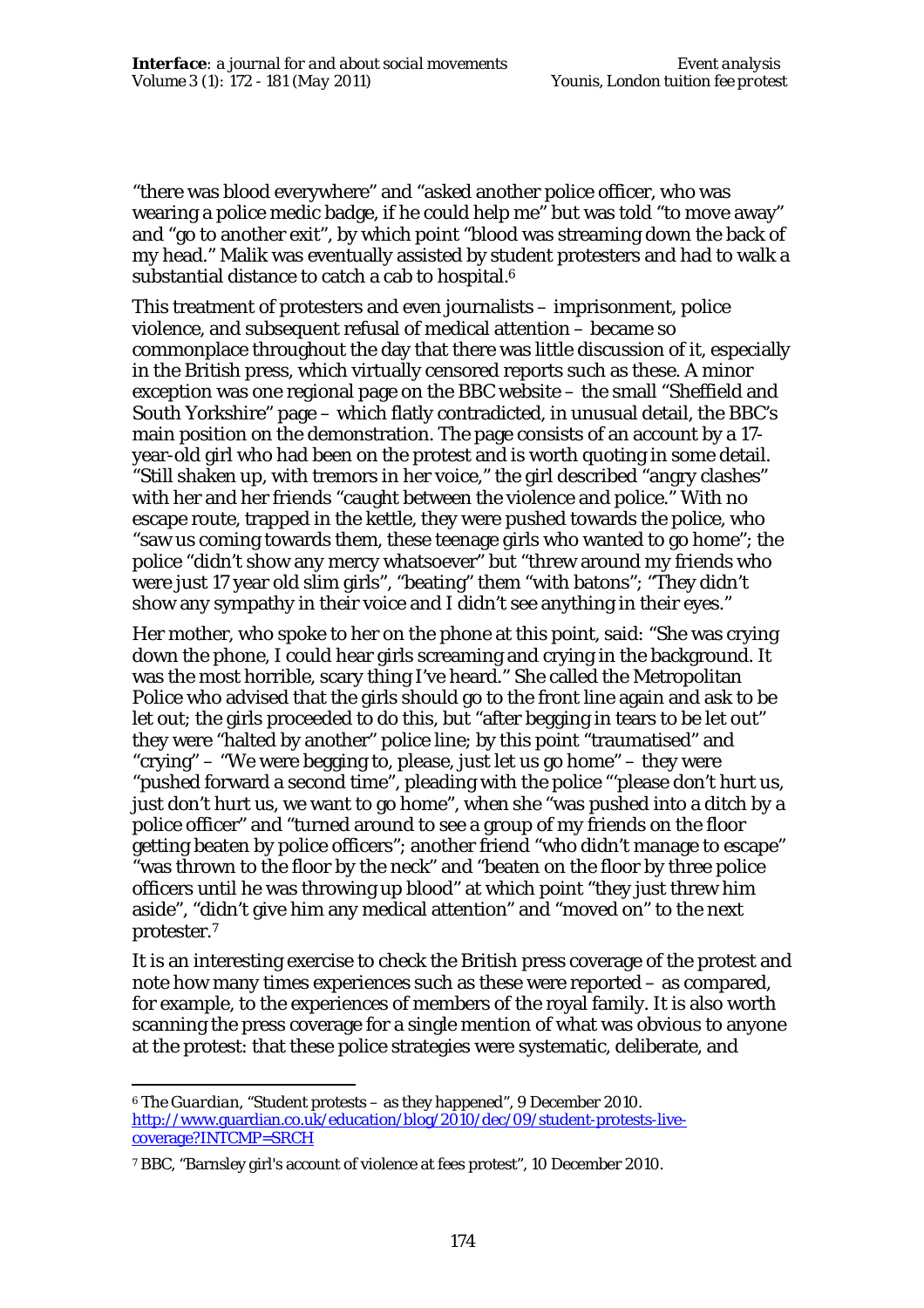"there was blood everywhere" and "asked another police officer, who was wearing a police medic badge, if he could help me" but was told "to move away" and "go to another exit", by which point "blood was streaming down the back of my head." Malik was eventually assisted by student protesters and had to walk a substantial distance to catch a cab to hospital.[6]

This treatment of protesters and even journalists – imprisonment, police violence, and subsequent refusal of medical attention – became so commonplace throughout the day that there was little discussion of it, especially in the British press, which virtually censored reports such as these. A minor exception was one regional page on the BBC website – the small "Sheffield and South Yorkshire" page – which flatly contradicted, in unusual detail, the BBC's main position on the demonstration. The page consists of an account by a 17-year-old girl who had been on the protest and is worth quoting in some detail. "Still shaken up, with tremors in her voice," the girl described "angry clashes" with her and her friends "caught between the violence and police." With no escape route, trapped in the kettle, they were pushed towards the police, who "saw us coming towards them, these teenage girls who wanted to go home"; the police "didn't show any mercy whatsoever" but "threw around my friends who were just 17 year old slim girls", "beating" them "with batons"; "They didn't show any sympathy in their voice and I didn't see anything in their eyes."

Her mother, who spoke to her on the phone at this point, said: "She was crying down the phone, I could hear girls screaming and crying in the background. It was the most horrible, scary thing I've heard." She called the Metropolitan Police who advised that the girls should go to the front line again and ask to be let out; the girls proceeded to do this, but "after begging in tears to be let out" they were "halted by another" police line; by this point "traumatised" and "crying" – "We were begging to, please, just let us go home" – they were "pushed forward a second time", pleading with the police "'please don't hurt us, just don't hurt us, we want to go home", when she "was pushed into a ditch by a police officer" and "turned around to see a group of my friends on the floor getting beaten by police officers"; another friend "who didn't manage to escape" "was thrown to the floor by the neck" and "beaten on the floor by three police officers until he was throwing up blood" at which point "they just threw him aside", "didn't give him any medical attention" and "moved on" to the next protester.[7]

It is an interesting exercise to check the British press coverage of the protest and note how many times experiences such as these were reported – as compared, for example, to the experiences of members of the royal family. It is also worth scanning the press coverage for a single mention of what was obvious to anyone at the protest: that these police strategies were systematic, deliberate, and

---

[6] *The Guardian*, "Student protests – as they happened", 9 December 2010. http://www.guardian.co.uk/education/blog/2010/dec/09/student-protests-live-coverage?INTCMP=SRCH

[7] BBC, "Barnsley girl's account of violence at fees protest", 10 December 2010.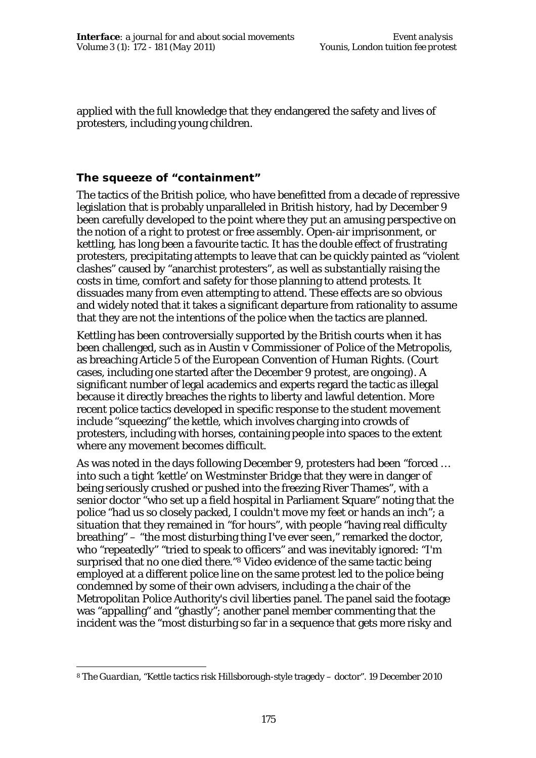applied with the full knowledge that they endangered the safety and lives of protesters, including young children.

## The squeeze of "containment"

The tactics of the British police, who have benefitted from a decade of repressive legislation that is probably unparalleled in British history, had by December 9 been carefully developed to the point where they put an amusing perspective on the notion of a right to protest or free assembly. Open-air imprisonment, or kettling, has long been a favourite tactic. It has the double effect of frustrating protesters, precipitating attempts to leave that can be quickly painted as "violent clashes" caused by "anarchist protesters", as well as substantially raising the costs in time, comfort and safety for those planning to attend protests. It dissuades many from even attempting to attend. These effects are so obvious and widely noted that it takes a significant departure from rationality to assume that they are not the intentions of the police when the tactics are planned.

Kettling has been controversially supported by the British courts when it has been challenged, such as in *Austin v Commissioner of Police of the Metropolis*, as breaching Article 5 of the European Convention of Human Rights. (Court cases, including one started after the December 9 protest, are ongoing). A significant number of legal academics and experts regard the tactic as illegal because it directly breaches the rights to liberty and lawful detention. More recent police tactics developed in specific response to the student movement include "squeezing" the kettle, which involves charging into crowds of protesters, including with horses, containing people into spaces to the extent where any movement becomes difficult.

As was noted in the days following December 9, protesters had been "forced … into such a tight 'kettle' on Westminster Bridge that they were in danger of being seriously crushed or pushed into the freezing River Thames", with a senior doctor "who set up a field hospital in Parliament Square" noting that the police "had us so closely packed, I couldn't move my feet or hands an inch"; a situation that they remained in "for hours", with people "having real difficulty breathing" – "the most disturbing thing I've ever seen," remarked the doctor, who "repeatedly" "tried to speak to officers" and was inevitably ignored: "I'm surprised that no one died there."[8] Video evidence of the same tactic being employed at a different police line on the same protest led to the police being condemned by some of their own advisers, including a the chair of the Metropolitan Police Authority's civil liberties panel. The panel said the footage was "appalling" and "ghastly"; another panel member commenting that the incident was the "most disturbing so far in a sequence that gets more risky and

---

[8] *The Guardian*, "Kettle tactics risk Hillsborough-style tragedy – doctor". 19 December 2010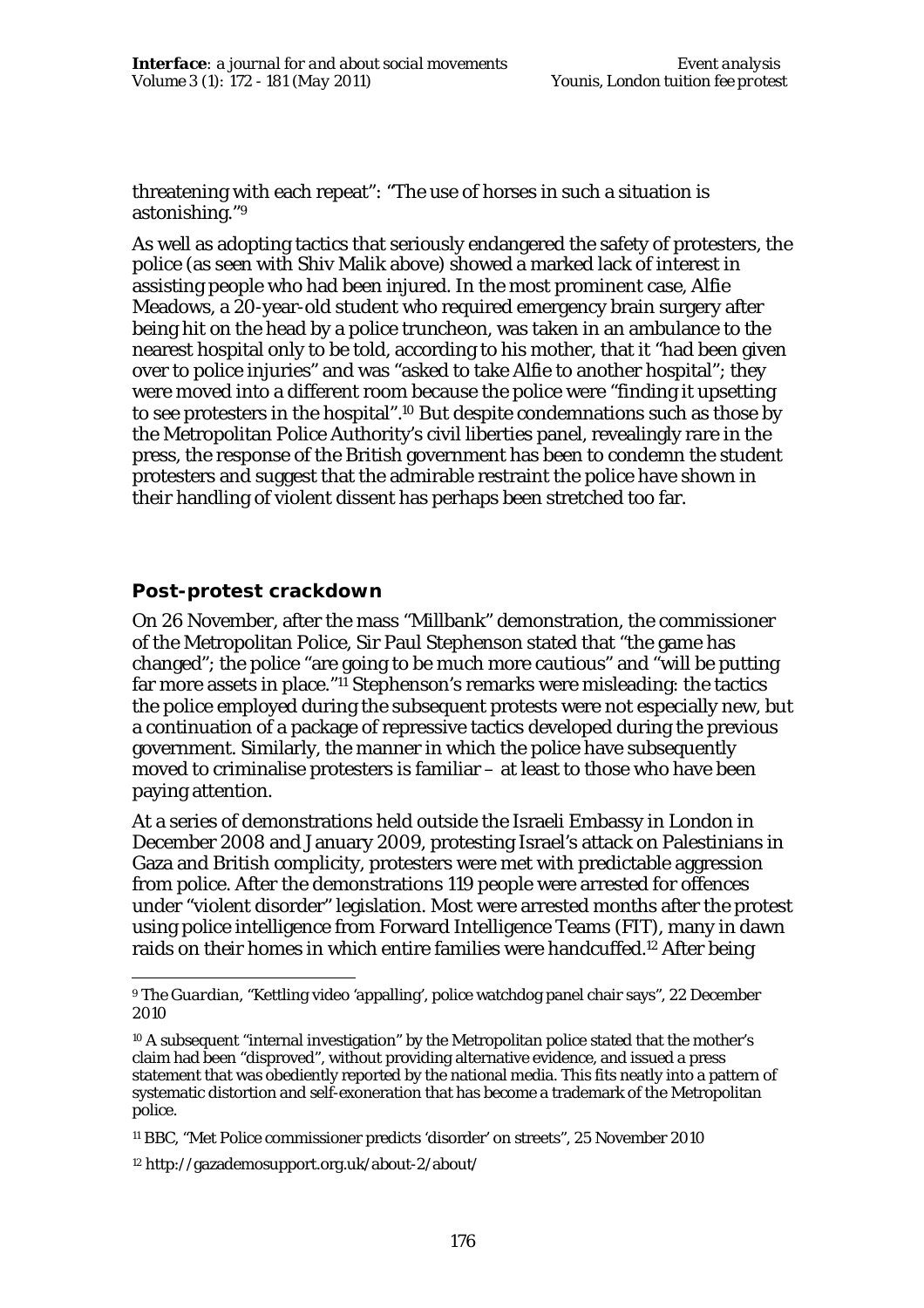threatening with each repeat": "The use of horses in such a situation is astonishing."[9]

As well as adopting tactics that seriously endangered the safety of protesters, the police (as seen with Shiv Malik above) showed a marked lack of interest in assisting people who had been injured. In the most prominent case, Alfie Meadows, a 20-year-old student who required emergency brain surgery after being hit on the head by a police truncheon, was taken in an ambulance to the nearest hospital only to be told, according to his mother, that it "had been given over to police injuries" and was "asked to take Alfie to another hospital"; they were moved into a different room because the police were "finding it upsetting to see protesters in the hospital".[10] But despite condemnations such as those by the Metropolitan Police Authority's civil liberties panel, revealingly rare in the press, the response of the British government has been to condemn the student protesters and suggest that the admirable restraint the police have shown in their handling of violent dissent has perhaps been stretched too far.

## Post-protest crackdown

On 26 November, after the mass "Millbank" demonstration, the commissioner of the Metropolitan Police, Sir Paul Stephenson stated that "the game has changed"; the police "are going to be much more cautious" and "will be putting far more assets in place."[11] Stephenson's remarks were misleading: the tactics the police employed during the subsequent protests were not especially new, but a continuation of a package of repressive tactics developed during the previous government. Similarly, the manner in which the police have subsequently moved to criminalise protesters is familiar – at least to those who have been paying attention.

At a series of demonstrations held outside the Israeli Embassy in London in December 2008 and January 2009, protesting Israel's attack on Palestinians in Gaza and British complicity, protesters were met with predictable aggression from police. After the demonstrations 119 people were arrested for offences under "violent disorder" legislation. Most were arrested months after the protest using police intelligence from Forward Intelligence Teams (FIT), many in dawn raids on their homes in which entire families were handcuffed.[12] After being

---

[9] *The Guardian*, "Kettling video 'appalling', police watchdog panel chair says", 22 December 2010

[10] A subsequent "internal investigation" by the Metropolitan police stated that the mother's claim had been "disproved", without providing alternative evidence, and issued a press statement that was obediently reported by the national media. This fits neatly into a pattern of systematic distortion and self-exoneration that has become a trademark of the Metropolitan police.

[11] BBC, "Met Police commissioner predicts 'disorder' on streets", 25 November 2010

[12] http://gazademosupport.org.uk/about-2/about/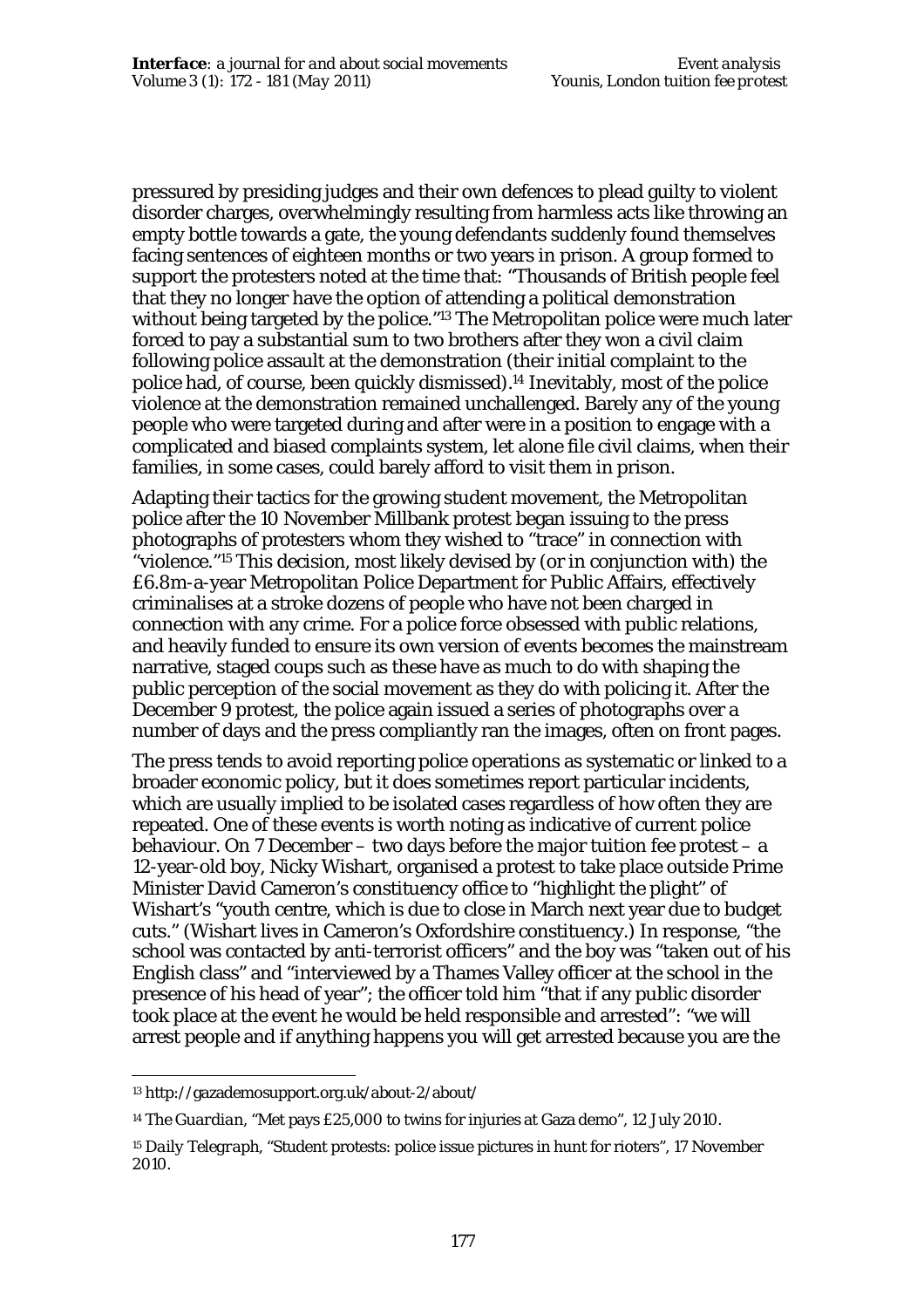pressured by presiding judges and their own defences to plead guilty to violent disorder charges, overwhelmingly resulting from harmless acts like throwing an empty bottle towards a gate, the young defendants suddenly found themselves facing sentences of eighteen months or two years in prison. A group formed to support the protesters noted at the time that: "Thousands of British people feel that they no longer have the option of attending a political demonstration without being targeted by the police."[13] The Metropolitan police were much later forced to pay a substantial sum to two brothers after they won a civil claim following police assault at the demonstration (their initial complaint to the police had, of course, been quickly dismissed).[14] Inevitably, most of the police violence at the demonstration remained unchallenged. Barely any of the young people who were targeted during and after were in a position to engage with a complicated and biased complaints system, let alone file civil claims, when their families, in some cases, could barely afford to visit them in prison.

Adapting their tactics for the growing student movement, the Metropolitan police after the 10 November Millbank protest began issuing to the press photographs of protesters whom they wished to "trace" in connection with "violence."[15] This decision, most likely devised by (or in conjunction with) the £6.8m-a-year Metropolitan Police Department for Public Affairs, effectively criminalises at a stroke dozens of people who have not been charged in connection with any crime. For a police force obsessed with public relations, and heavily funded to ensure its own version of events becomes the mainstream narrative, staged coups such as these have as much to do with shaping the public perception of the social movement as they do with policing it. After the December 9 protest, the police again issued a series of photographs over a number of days and the press compliantly ran the images, often on front pages.

The press tends to avoid reporting police operations as systematic or linked to a broader economic policy, but it does sometimes report particular incidents, which are usually implied to be isolated cases regardless of how often they are repeated. One of these events is worth noting as indicative of current police behaviour. On 7 December – two days before the major tuition fee protest – a 12-year-old boy, Nicky Wishart, organised a protest to take place outside Prime Minister David Cameron's constituency office to "highlight the plight" of Wishart's "youth centre, which is due to close in March next year due to budget cuts." (Wishart lives in Cameron's Oxfordshire constituency.) In response, "the school was contacted by anti-terrorist officers" and the boy was "taken out of his English class" and "interviewed by a Thames Valley officer at the school in the presence of his head of year"; the officer told him "that if any public disorder took place at the event he would be held responsible and arrested": "we will arrest people and if anything happens you will get arrested because you are the

---

[13] http://gazademosupport.org.uk/about-2/about/

[14] *The Guardian*, "Met pays £25,000 to twins for injuries at Gaza demo", 12 July 2010.

[15] *Daily Telegraph*, "Student protests: police issue pictures in hunt for rioters", 17 November 2010.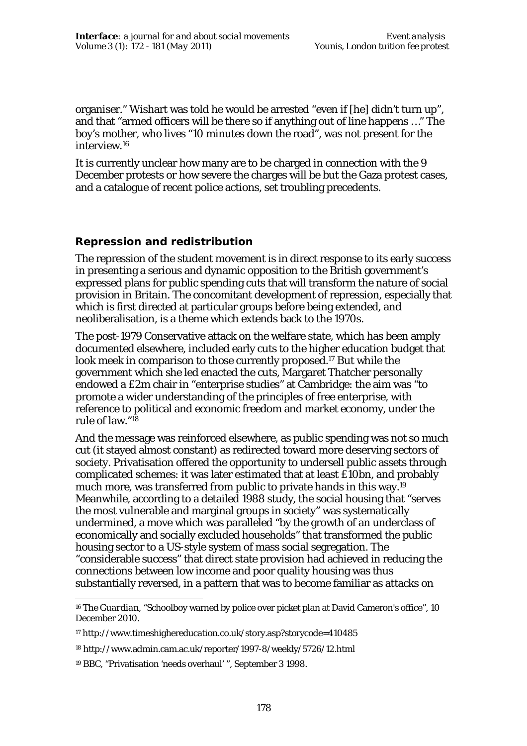organiser." Wishart was told he would be arrested "even if [he] didn't turn up", and that "armed officers will be there so if anything out of line happens …" The boy's mother, who lives "10 minutes down the road", was not present for the interview.[16]

It is currently unclear how many are to be charged in connection with the 9 December protests or how severe the charges will be but the Gaza protest cases, and a catalogue of recent police actions, set troubling precedents.

## Repression and redistribution

The repression of the student movement is in direct response to its early success in presenting a serious and dynamic opposition to the British government's expressed plans for public spending cuts that will transform the nature of social provision in Britain. The concomitant development of repression, especially that which is first directed at particular groups before being extended, and neoliberalisation, is a theme which extends back to the 1970s.

The post-1979 Conservative attack on the welfare state, which has been amply documented elsewhere, included early cuts to the higher education budget that look meek in comparison to those currently proposed.[17] But while the government which she led enacted the cuts, Margaret Thatcher personally endowed a £2m chair in "enterprise studies" at Cambridge: the aim was "to promote a wider understanding of the principles of free enterprise, with reference to political and economic freedom and market economy, under the rule of law."[18]

And the message was reinforced elsewhere, as public spending was not so much cut (it stayed almost constant) as redirected toward more deserving sectors of society. Privatisation offered the opportunity to undersell public assets through complicated schemes: it was later estimated that at least £10bn, and probably much more, was transferred from public to private hands in this way.[19] Meanwhile, according to a detailed 1988 study, the social housing that "serves the most vulnerable and marginal groups in society" was systematically undermined, a move which was paralleled "by the growth of an underclass of economically and socially excluded households" that transformed the public housing sector to a US-style system of mass social segregation. The "considerable success" that direct state provision had achieved in reducing the connections between low income and poor quality housing was thus substantially reversed, in a pattern that was to become familiar as attacks on

---

[16] *The Guardian*, "Schoolboy warned by police over picket plan at David Cameron's office", 10 December 2010.

[17] http://www.timeshighereducation.co.uk/story.asp?storycode=410485

[18] http://www.admin.cam.ac.uk/reporter/1997-8/weekly/5726/12.html

[19] BBC, "Privatisation 'needs overhaul' ", September 3 1998.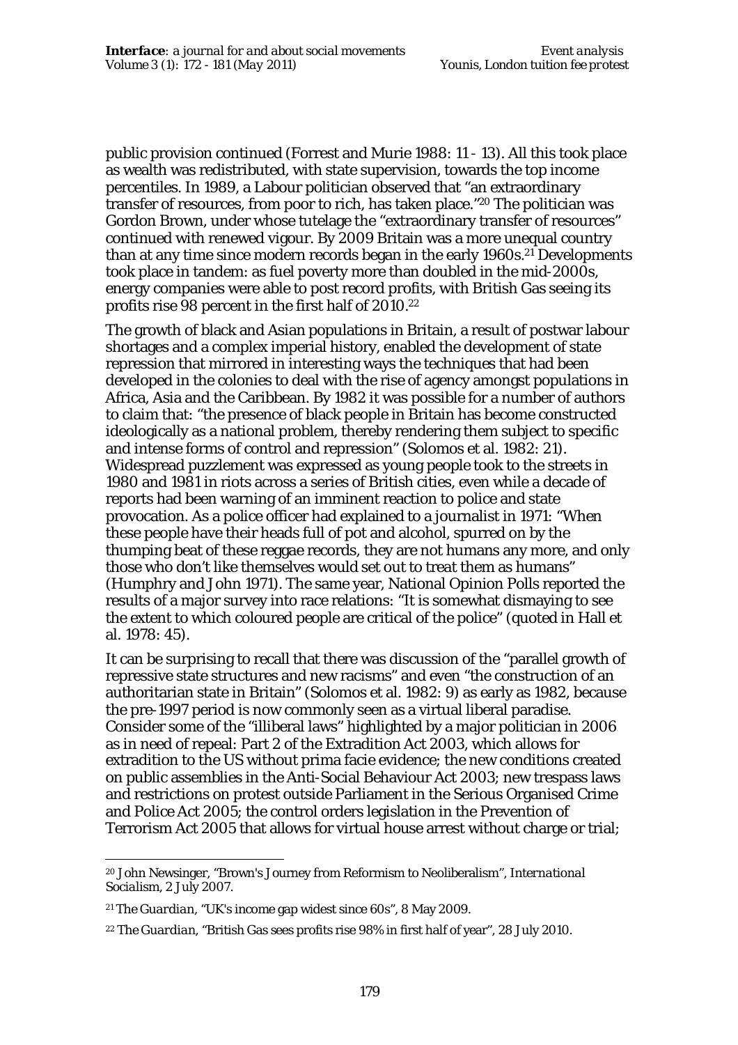public provision continued (Forrest and Murie 1988: 11 - 13). All this took place as wealth was redistributed, with state supervision, towards the top income percentiles. In 1989, a Labour politician observed that "an extraordinary transfer of resources, from poor to rich, has taken place."[20] The politician was Gordon Brown, under whose tutelage the "extraordinary transfer of resources" continued with renewed vigour. By 2009 Britain was a more unequal country than at any time since modern records began in the early 1960s.[21] Developments took place in tandem: as fuel poverty more than doubled in the mid-2000s, energy companies were able to post record profits, with British Gas seeing its profits rise 98 percent in the first half of 2010.[22]

The growth of black and Asian populations in Britain, a result of postwar labour shortages and a complex imperial history, enabled the development of state repression that mirrored in interesting ways the techniques that had been developed in the colonies to deal with the rise of agency amongst populations in Africa, Asia and the Caribbean. By 1982 it was possible for a number of authors to claim that: "the presence of black people in Britain has become constructed ideologically as a national problem, thereby rendering them subject to specific and intense forms of control and repression" (Solomos et al. 1982: 21). Widespread puzzlement was expressed as young people took to the streets in 1980 and 1981 in riots across a series of British cities, even while a decade of reports had been warning of an imminent reaction to police and state provocation. As a police officer had explained to a journalist in 1971: "When these people have their heads full of pot and alcohol, spurred on by the thumping beat of these reggae records, they are not humans any more, and only those who don't like themselves would set out to treat them as humans" (Humphry and John 1971). The same year, National Opinion Polls reported the results of a major survey into race relations: "It is somewhat dismaying to see the extent to which coloured people are critical of the police" (quoted in Hall et al. 1978: 45).

It can be surprising to recall that there was discussion of the "parallel growth of repressive state structures and new racisms" and even "the construction of an authoritarian state in Britain" (Solomos et al. 1982: 9) as early as 1982, because the pre-1997 period is now commonly seen as a virtual liberal paradise. Consider some of the "illiberal laws" highlighted by a major politician in 2006 as in need of repeal: Part 2 of the Extradition Act 2003, which allows for extradition to the US without prima facie evidence; the new conditions created on public assemblies in the Anti-Social Behaviour Act 2003; new trespass laws and restrictions on protest outside Parliament in the Serious Organised Crime and Police Act 2005; the control orders legislation in the Prevention of Terrorism Act 2005 that allows for virtual house arrest without charge or trial;

---

[20] John Newsinger, "Brown's Journey from Reformism to Neoliberalism", *International Socialism*, 2 July 2007.

[21] *The Guardian*, "UK's income gap widest since 60s", 8 May 2009.

[22] *The Guardian*, "British Gas sees profits rise 98% in first half of year", 28 July 2010.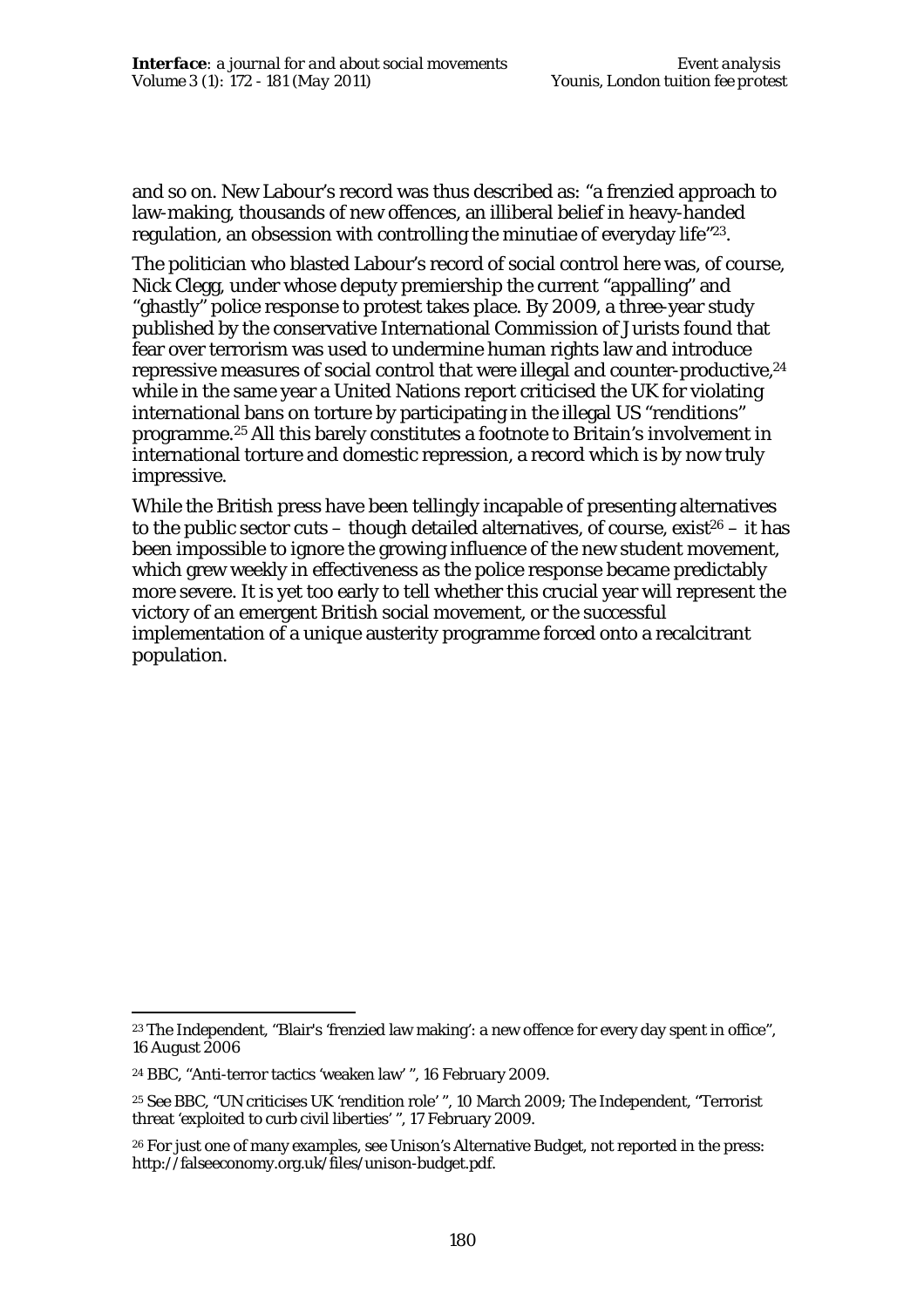and so on. New Labour's record was thus described as: "a frenzied approach to law-making, thousands of new offences, an illiberal belief in heavy-handed regulation, an obsession with controlling the minutiae of everyday life"[23].

The politician who blasted Labour's record of social control here was, of course, Nick Clegg, under whose deputy premiership the current "appalling" and "ghastly" police response to protest takes place. By 2009, a three-year study published by the conservative International Commission of Jurists found that fear over terrorism was used to undermine human rights law and introduce repressive measures of social control that were illegal and counter-productive,[24] while in the same year a United Nations report criticised the UK for violating international bans on torture by participating in the illegal US "renditions" programme.[25] All this barely constitutes a footnote to Britain's involvement in international torture and domestic repression, a record which is by now truly impressive.

While the British press have been tellingly incapable of presenting alternatives to the public sector cuts – though detailed alternatives, of course, exist[26] – it has been impossible to ignore the growing influence of the new student movement, which grew weekly in effectiveness as the police response became predictably more severe. It is yet too early to tell whether this crucial year will represent the victory of an emergent British social movement, or the successful implementation of a unique austerity programme forced onto a recalcitrant population.

---

[23] The Independent, "Blair's 'frenzied law making': a new offence for every day spent in office", 16 August 2006

[24] BBC, "Anti-terror tactics 'weaken law' ", 16 February 2009.

[25] See BBC, "UN criticises UK 'rendition role' ", 10 March 2009; The Independent, "Terrorist threat 'exploited to curb civil liberties' ", 17 February 2009.

[26] For just one of many examples, see Unison's Alternative Budget, not reported in the press: http://falseeconomy.org.uk/files/unison-budget.pdf.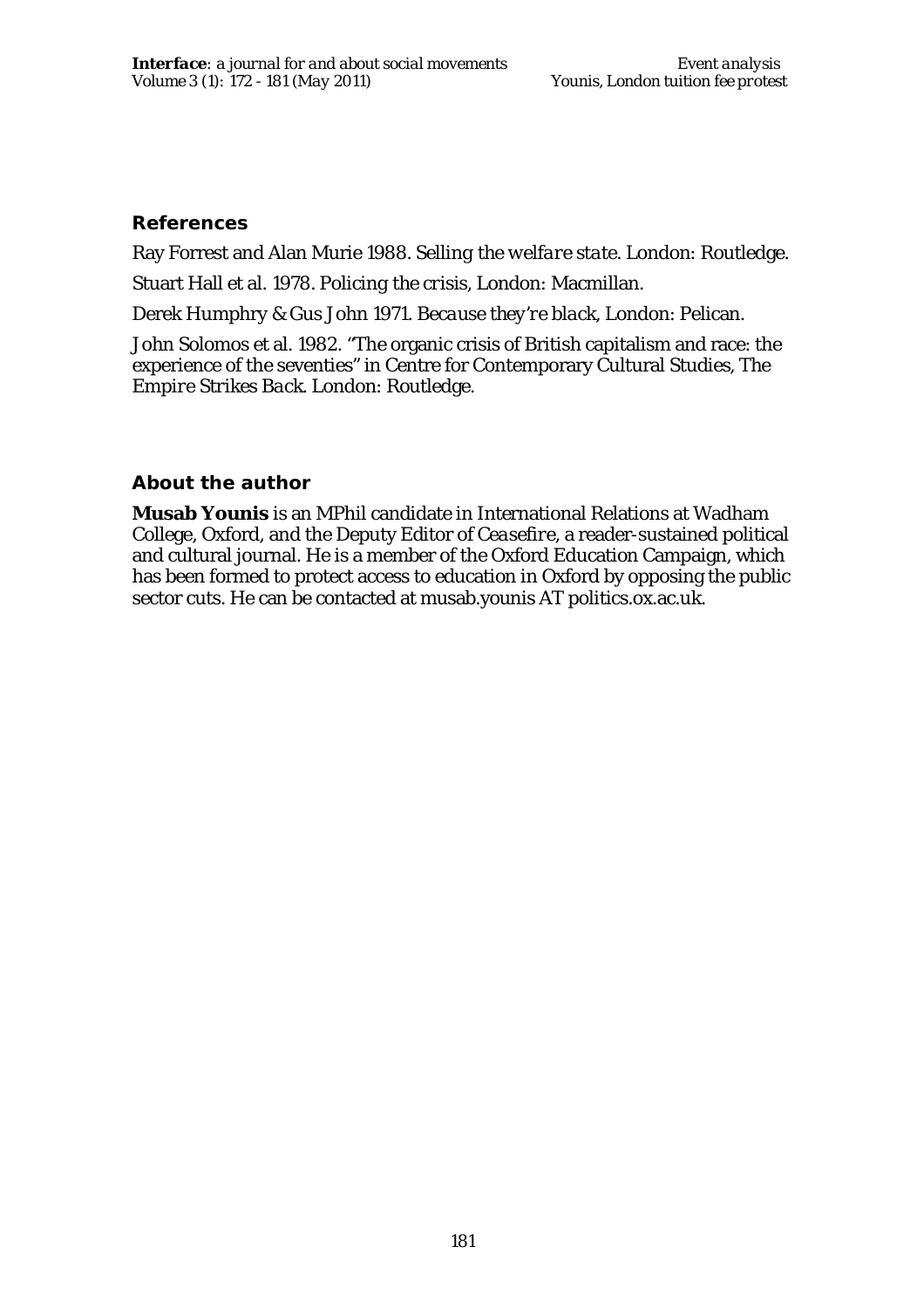## References

Ray Forrest and Alan Murie 1988. *Selling the welfare state*. London: Routledge.

Stuart Hall et al. 1978. *Policing the crisis*, London: Macmillan.

Derek Humphry & Gus John 1971. *Because they're black*, London: Pelican.

John Solomos et al. 1982. "The organic crisis of British capitalism and race: the experience of the seventies" in Centre for Contemporary Cultural Studies, *The Empire Strikes Back*. London: Routledge.

## About the author

**Musab Younis** is an MPhil candidate in International Relations at Wadham College, Oxford, and the Deputy Editor of *Ceasefire*, a reader-sustained political and cultural journal. He is a member of the Oxford Education Campaign, which has been formed to protect access to education in Oxford by opposing the public sector cuts. He can be contacted at musab.younis AT politics.ox.ac.uk.